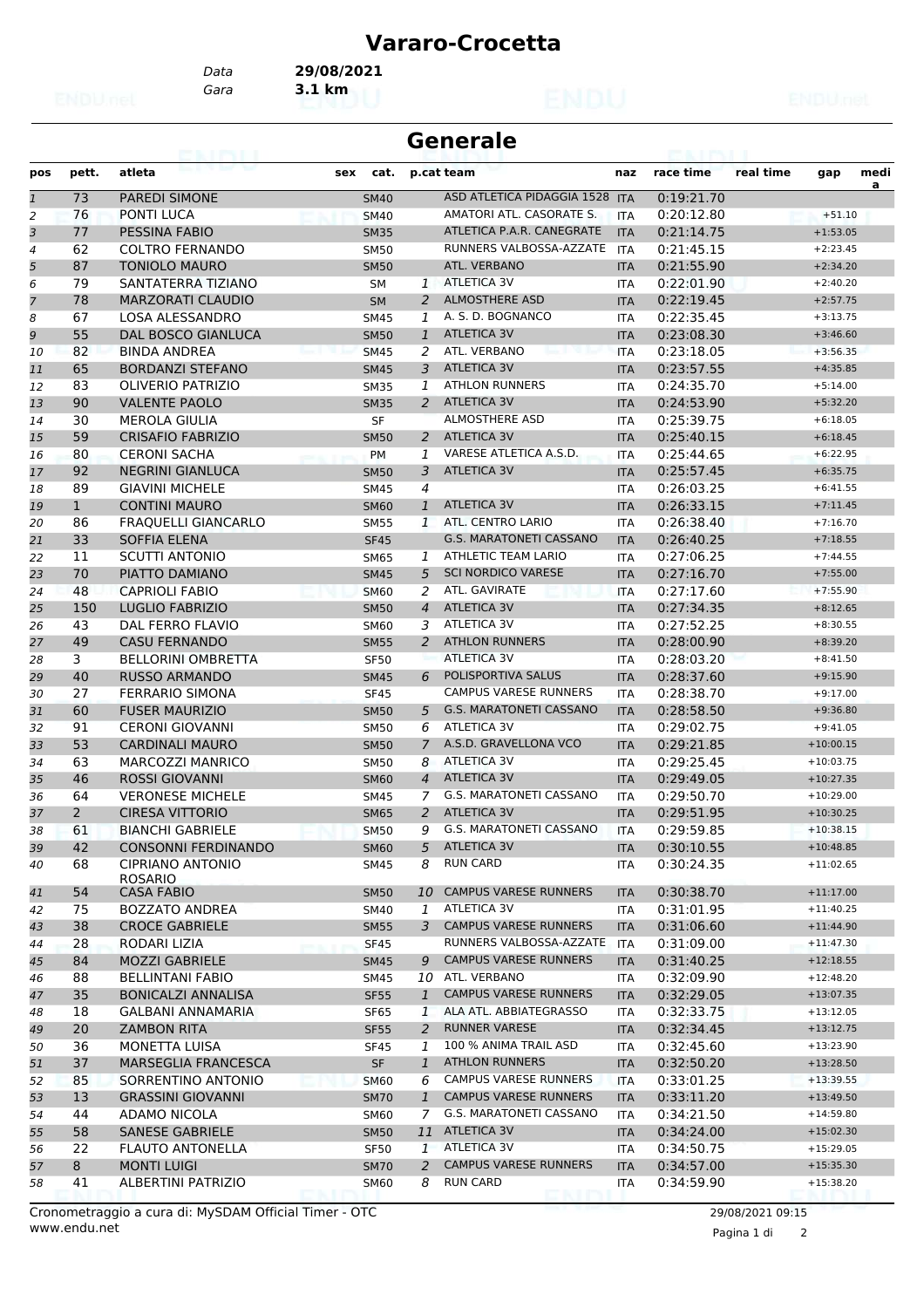# Vararo-Crocetta

Data **29/08/2021**

Gara **3.1 km**

## Generale

| pos | pett. | atleta | sex | cat. | p.cat | team | naz | race time | real time | gap | medi a |
|---|---|---|---|---|---|---|---|---|---|---|---|
| 1 | 73 | PAREDI SIMONE | | SM40 | | ASD ATLETICA PIDAGGIA 1528 | ITA | 0:19:21.70 | | | |
| 2 | 76 | PONTI LUCA | | SM40 | | AMATORI ATL. CASORATE S. | ITA | 0:20:12.80 | | +51.10 | |
| 3 | 77 | PESSINA FABIO | | SM35 | | ATLETICA P.A.R. CANEGRATE | ITA | 0:21:14.75 | | +1:53.05 | |
| 4 | 62 | COLTRO FERNANDO | | SM50 | | RUNNERS VALBOSSA-AZZATE | ITA | 0:21:45.15 | | +2:23.45 | |
| 5 | 87 | TONIOLO MAURO | | SM50 | | ATL. VERBANO | ITA | 0:21:55.90 | | +2:34.20 | |
| 6 | 79 | SANTATERRA TIZIANO | | SM | 1 | ATLETICA 3V | ITA | 0:22:01.90 | | +2:40.20 | |
| 7 | 78 | MARZORATI CLAUDIO | | SM | 2 | ALMOSTHERE ASD | ITA | 0:22:19.45 | | +2:57.75 | |
| 8 | 67 | LOSA ALESSANDRO | | SM45 | 1 | A. S. D. BOGNANCO | ITA | 0:22:35.45 | | +3:13.75 | |
| 9 | 55 | DAL BOSCO GIANLUCA | | SM50 | 1 | ATLETICA 3V | ITA | 0:23:08.30 | | +3:46.60 | |
| 10 | 82 | BINDA ANDREA | | SM45 | 2 | ATL. VERBANO | ITA | 0:23:18.05 | | +3:56.35 | |
| 11 | 65 | BORDANZI STEFANO | | SM45 | 3 | ATLETICA 3V | ITA | 0:23:57.55 | | +4:35.85 | |
| 12 | 83 | OLIVERIO PATRIZIO | | SM35 | 1 | ATHLON RUNNERS | ITA | 0:24:35.70 | | +5:14.00 | |
| 13 | 90 | VALENTE PAOLO | | SM35 | 2 | ATLETICA 3V | ITA | 0:24:53.90 | | +5:32.20 | |
| 14 | 30 | MEROLA GIULIA | | SF | | ALMOSTHERE ASD | ITA | 0:25:39.75 | | +6:18.05 | |
| 15 | 59 | CRISAFIO FABRIZIO | | SM50 | 2 | ATLETICA 3V | ITA | 0:25:40.15 | | +6:18.45 | |
| 16 | 80 | CERONI SACHA | | PM | 1 | VARESE ATLETICA A.S.D. | ITA | 0:25:44.65 | | +6:22.95 | |
| 17 | 92 | NEGRINI GIANLUCA | | SM50 | 3 | ATLETICA 3V | ITA | 0:25:57.45 | | +6:35.75 | |
| 18 | 89 | GIAVINI MICHELE | | SM45 | 4 | | ITA | 0:26:03.25 | | +6:41.55 | |
| 19 | 1 | CONTINI MAURO | | SM60 | 1 | ATLETICA 3V | ITA | 0:26:33.15 | | +7:11.45 | |
| 20 | 86 | FRAQUELLI GIANCARLO | | SM55 | 1 | ATL. CENTRO LARIO | ITA | 0:26:38.40 | | +7:16.70 | |
| 21 | 33 | SOFFIA ELENA | | SF45 | | G.S. MARATONETI CASSANO | ITA | 0:26:40.25 | | +7:18.55 | |
| 22 | 11 | SCUTTI ANTONIO | | SM65 | 1 | ATHLETIC TEAM LARIO | ITA | 0:27:06.25 | | +7:44.55 | |
| 23 | 70 | PIATTO DAMIANO | | SM45 | 5 | SCI NORDICO VARESE | ITA | 0:27:16.70 | | +7:55.00 | |
| 24 | 48 | CAPRIOLI FABIO | | SM60 | 2 | ATL. GAVIRATE | ITA | 0:27:17.60 | | +7:55.90 | |
| 25 | 150 | LUGLIO FABRIZIO | | SM50 | 4 | ATLETICA 3V | ITA | 0:27:34.35 | | +8:12.65 | |
| 26 | 43 | DAL FERRO FLAVIO | | SM60 | 3 | ATLETICA 3V | ITA | 0:27:52.25 | | +8:30.55 | |
| 27 | 49 | CASU FERNANDO | | SM55 | 2 | ATHLON RUNNERS | ITA | 0:28:00.90 | | +8:39.20 | |
| 28 | 3 | BELLORINI OMBRETTA | | SF50 | | ATLETICA 3V | ITA | 0:28:03.20 | | +8:41.50 | |
| 29 | 40 | RUSSO ARMANDO | | SM45 | 6 | POLISPORTIVA SALUS | ITA | 0:28:37.60 | | +9:15.90 | |
| 30 | 27 | FERRARIO SIMONA | | SF45 | | CAMPUS VARESE RUNNERS | ITA | 0:28:38.70 | | +9:17.00 | |
| 31 | 60 | FUSER MAURIZIO | | SM50 | 5 | G.S. MARATONETI CASSANO | ITA | 0:28:58.50 | | +9:36.80 | |
| 32 | 91 | CERONI GIOVANNI | | SM50 | 6 | ATLETICA 3V | ITA | 0:29:02.75 | | +9:41.05 | |
| 33 | 53 | CARDINALI MAURO | | SM50 | 7 | A.S.D. GRAVELLONA VCO | ITA | 0:29:21.85 | | +10:00.15 | |
| 34 | 63 | MARCOZZI MANRICO | | SM50 | 8 | ATLETICA 3V | ITA | 0:29:25.45 | | +10:03.75 | |
| 35 | 46 | ROSSI GIOVANNI | | SM60 | 4 | ATLETICA 3V | ITA | 0:29:49.05 | | +10:27.35 | |
| 36 | 64 | VERONESE MICHELE | | SM45 | 7 | G.S. MARATONETI CASSANO | ITA | 0:29:50.70 | | +10:29.00 | |
| 37 | 2 | CIRESA VITTORIO | | SM65 | 2 | ATLETICA 3V | ITA | 0:29:51.95 | | +10:30.25 | |
| 38 | 61 | BIANCHI GABRIELE | | SM50 | 9 | G.S. MARATONETI CASSANO | ITA | 0:29:59.85 | | +10:38.15 | |
| 39 | 42 | CONSONNI FERDINANDO | | SM60 | 5 | ATLETICA 3V | ITA | 0:30:10.55 | | +10:48.85 | |
| 40 | 68 | CIPRIANO ANTONIO ROSARIO | | SM45 | 8 | RUN CARD | ITA | 0:30:24.35 | | +11:02.65 | |
| 41 | 54 | CASA FABIO | | SM50 | 10 | CAMPUS VARESE RUNNERS | ITA | 0:30:38.70 | | +11:17.00 | |
| 42 | 75 | BOZZATO ANDREA | | SM40 | 1 | ATLETICA 3V | ITA | 0:31:01.95 | | +11:40.25 | |
| 43 | 38 | CROCE GABRIELE | | SM55 | 3 | CAMPUS VARESE RUNNERS | ITA | 0:31:06.60 | | +11:44.90 | |
| 44 | 28 | RODARI LIZIA | | SF45 | | RUNNERS VALBOSSA-AZZATE | ITA | 0:31:09.00 | | +11:47.30 | |
| 45 | 84 | MOZZI GABRIELE | | SM45 | 9 | CAMPUS VARESE RUNNERS | ITA | 0:31:40.25 | | +12:18.55 | |
| 46 | 88 | BELLINTANI FABIO | | SM45 | 10 | ATL. VERBANO | ITA | 0:32:09.90 | | +12:48.20 | |
| 47 | 35 | BONICALZI ANNALISA | | SF55 | 1 | CAMPUS VARESE RUNNERS | ITA | 0:32:29.05 | | +13:07.35 | |
| 48 | 18 | GALBANI ANNAMARIA | | SF65 | 1 | ALA ATL. ABBIATEGRASSO | ITA | 0:32:33.75 | | +13:12.05 | |
| 49 | 20 | ZAMBON RITA | | SF55 | 2 | RUNNER VARESE | ITA | 0:32:34.45 | | +13:12.75 | |
| 50 | 36 | MONETTA LUISA | | SF45 | 1 | 100 % ANIMA TRAIL ASD | ITA | 0:32:45.60 | | +13:23.90 | |
| 51 | 37 | MARSEGLIA FRANCESCA | | SF | 1 | ATHLON RUNNERS | ITA | 0:32:50.20 | | +13:28.50 | |
| 52 | 85 | SORRENTINO ANTONIO | | SM60 | 6 | CAMPUS VARESE RUNNERS | ITA | 0:33:01.25 | | +13:39.55 | |
| 53 | 13 | GRASSINI GIOVANNI | | SM70 | 1 | CAMPUS VARESE RUNNERS | ITA | 0:33:11.20 | | +13:49.50 | |
| 54 | 44 | ADAMO NICOLA | | SM60 | 7 | G.S. MARATONETI CASSANO | ITA | 0:34:21.50 | | +14:59.80 | |
| 55 | 58 | SANESE GABRIELE | | SM50 | 11 | ATLETICA 3V | ITA | 0:34:24.00 | | +15:02.30 | |
| 56 | 22 | FLAUTO ANTONELLA | | SF50 | 1 | ATLETICA 3V | ITA | 0:34:50.75 | | +15:29.05 | |
| 57 | 8 | MONTI LUIGI | | SM70 | 2 | CAMPUS VARESE RUNNERS | ITA | 0:34:57.00 | | +15:35.30 | |
| 58 | 41 | ALBERTINI PATRIZIO | | SM60 | 8 | RUN CARD | ITA | 0:34:59.90 | | +15:38.20 | |

Cronometraggio a cura di: MySDAM Official Timer - OTC
www.endu.net

29/08/2021 09:15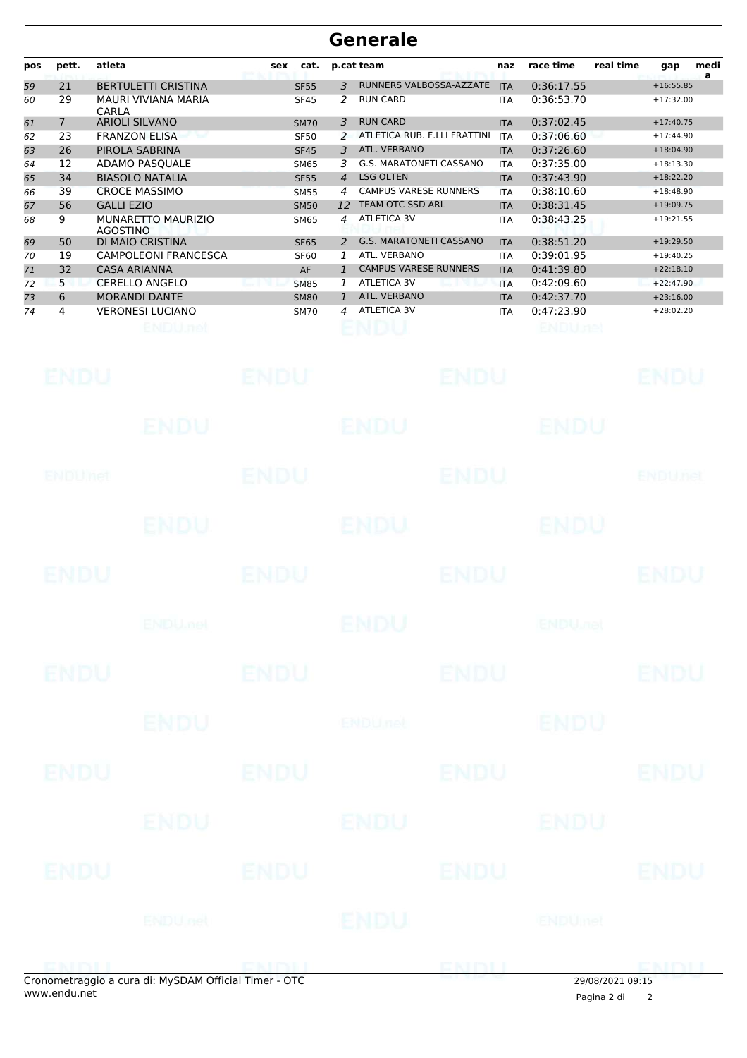# Generale

| pos | pett. | atleta | sex | cat. | p.cat | team | naz | race time | real time | gap | media |
|---|---|---|---|---|---|---|---|---|---|---|---|
| 59 | 21 | BERTULETTI CRISTINA | | SF55 | 3 | RUNNERS VALBOSSA-AZZATE | ITA | 0:36:17.55 | | +16:55.85 | |
| 60 | 29 | MAURI VIVIANA MARIA CARLA | | SF45 | 2 | RUN CARD | ITA | 0:36:53.70 | | +17:32.00 | |
| 61 | 7 | ARIOLI SILVANO | | SM70 | 3 | RUN CARD | ITA | 0:37:02.45 | | +17:40.75 | |
| 62 | 23 | FRANZON ELISA | | SF50 | 2 | ATLETICA RUB. F.LLI FRATTINI | ITA | 0:37:06.60 | | +17:44.90 | |
| 63 | 26 | PIROLA SABRINA | | SF45 | 3 | ATL. VERBANO | ITA | 0:37:26.60 | | +18:04.90 | |
| 64 | 12 | ADAMO PASQUALE | | SM65 | 3 | G.S. MARATONETI CASSANO | ITA | 0:37:35.00 | | +18:13.30 | |
| 65 | 34 | BIASOLO NATALIA | | SF55 | 4 | LSG OLTEN | ITA | 0:37:43.90 | | +18:22.20 | |
| 66 | 39 | CROCE MASSIMO | | SM55 | 4 | CAMPUS VARESE RUNNERS | ITA | 0:38:10.60 | | +18:48.90 | |
| 67 | 56 | GALLI EZIO | | SM50 | 12 | TEAM OTC SSD ARL | ITA | 0:38:31.45 | | +19:09.75 | |
| 68 | 9 | MUNARETTO MAURIZIO AGOSTINO | | SM65 | 4 | ATLETICA 3V | ITA | 0:38:43.25 | | +19:21.55 | |
| 69 | 50 | DI MAIO CRISTINA | | SF65 | 2 | G.S. MARATONETI CASSANO | ITA | 0:38:51.20 | | +19:29.50 | |
| 70 | 19 | CAMPOLEONI FRANCESCA | | SF60 | 1 | ATL. VERBANO | ITA | 0:39:01.95 | | +19:40.25 | |
| 71 | 32 | CASA ARIANNA | | AF | 1 | CAMPUS VARESE RUNNERS | ITA | 0:41:39.80 | | +22:18.10 | |
| 72 | 5 | CERELLO ANGELO | | SM85 | 1 | ATLETICA 3V | ITA | 0:42:09.60 | | +22:47.90 | |
| 73 | 6 | MORANDI DANTE | | SM80 | 1 | ATL. VERBANO | ITA | 0:42:37.70 | | +23:16.00 | |
| 74 | 4 | VERONESI LUCIANO | | SM70 | 4 | ATLETICA 3V | ITA | 0:47:23.90 | | +28:02.20 | |

Cronometraggio a cura di: MySDAM Official Timer - OTC
www.endu.net

29/08/2021 09:15